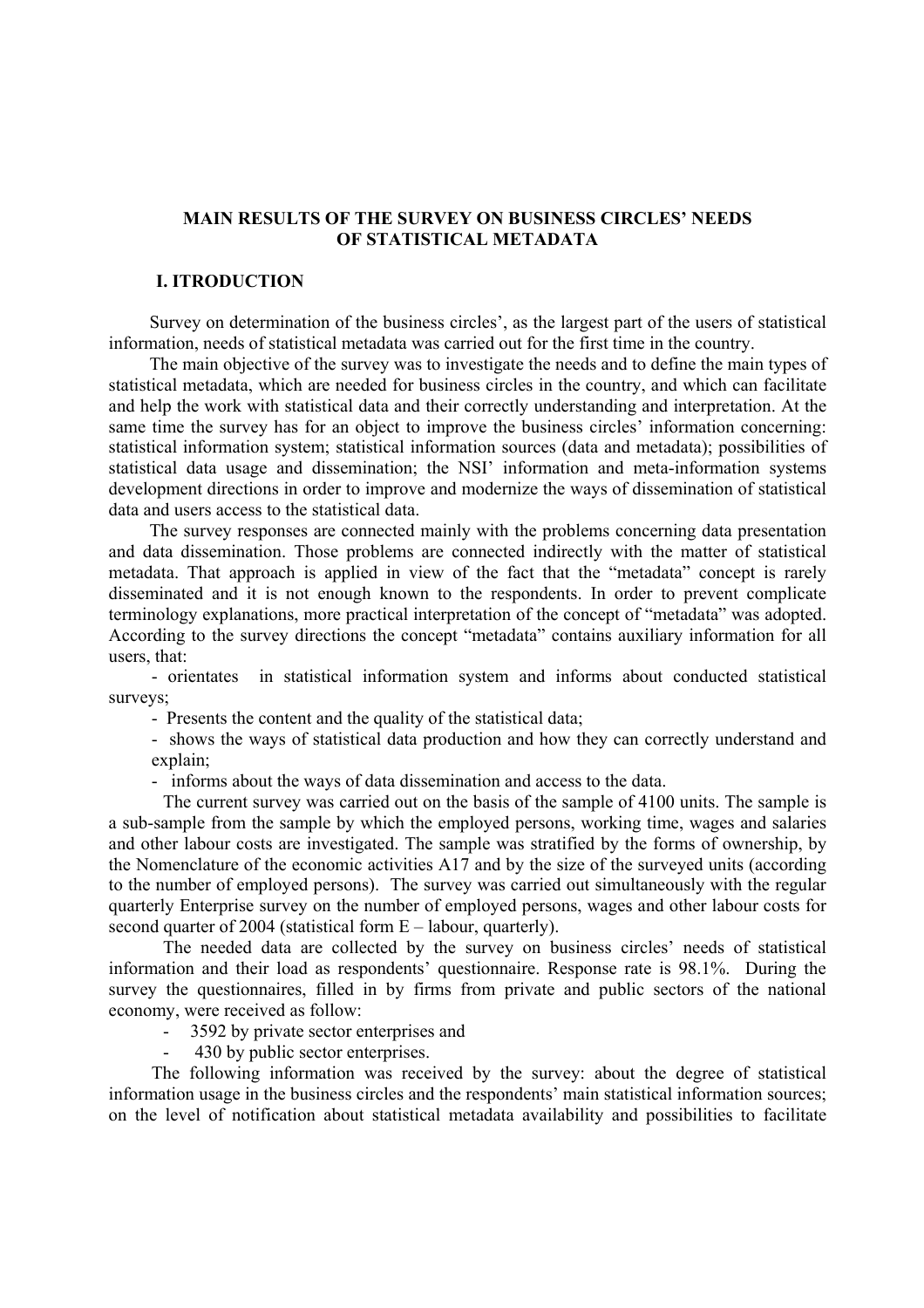# MAIN RESULTS OF THE SURVEY ON BUSINESS CIRCLES' NEEDS OF STATISTICAL METADATA

## I. ITRODUCTION

Survey on determination of the business circles', as the largest part of the users of statistical information, needs of statistical metadata was carried out for the first time in the country.

The main objective of the survey was to investigate the needs and to define the main types of statistical metadata, which are needed for business circles in the country, and which can facilitate and help the work with statistical data and their correctly understanding and interpretation. At the same time the survey has for an object to improve the business circles' information concerning: statistical information system; statistical information sources (data and metadata); possibilities of statistical data usage and dissemination; the NSI' information and meta-information systems development directions in order to improve and modernize the ways of dissemination of statistical data and users access to the statistical data.

The survey responses are connected mainly with the problems concerning data presentation and data dissemination. Those problems are connected indirectly with the matter of statistical metadata. That approach is applied in view of the fact that the "metadata" concept is rarely disseminated and it is not enough known to the respondents. In order to prevent complicate terminology explanations, more practical interpretation of the concept of "metadata" was adopted. According to the survey directions the concept "metadata" contains auxiliary information for all users, that:

- orientates in statistical information system and informs about conducted statistical surveys;
- Presents the content and the quality of the statistical data;
- shows the ways of statistical data production and how they can correctly understand and explain;
- informs about the ways of data dissemination and access to the data.

The current survey was carried out on the basis of the sample of 4100 units. The sample is a sub-sample from the sample by which the employed persons, working time, wages and salaries and other labour costs are investigated. The sample was stratified by the forms of ownership, by the Nomenclature of the economic activities A17 and by the size of the surveyed units (according to the number of employed persons). The survey was carried out simultaneously with the regular quarterly Enterprise survey on the number of employed persons, wages and other labour costs for second quarter of 2004 (statistical form E – labour, quarterly).

The needed data are collected by the survey on business circles' needs of statistical information and their load as respondents' questionnaire. Response rate is 98.1%. During the survey the questionnaires, filled in by firms from private and public sectors of the national economy, were received as follow:

- 3592 by private sector enterprises and
- 430 by public sector enterprises.

The following information was received by the survey: about the degree of statistical information usage in the business circles and the respondents' main statistical information sources; on the level of notification about statistical metadata availability and possibilities to facilitate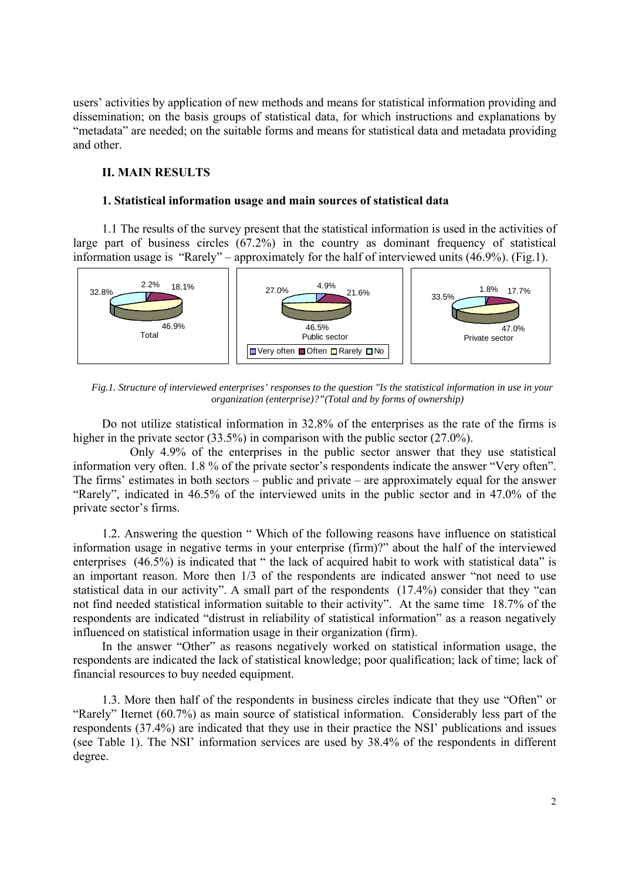users' activities by application of new methods and means for statistical information providing and dissemination; on the basis groups of statistical data, for which instructions and explanations by "metadata" are needed; on the suitable forms and means for statistical data and metadata providing and other.

## II. MAIN RESULTS

### 1. Statistical information usage and main sources of statistical data

1.1 The results of the survey present that the statistical information is used in the activities of large part of business circles (67.2%) in the country as dominant frequency of statistical information usage is "Rarely" – approximately for the half of interviewed units (46.9%). (Fig.1).

| | Very often | Often | Rarely | No |
|---|---|---|---|---|
| Total | 2.2% | 18.1% | 46.9% | 32.8% |
| Public sector | 4.9% | 21.6% | 46.5% | 27.0% |
| Private sector | 1.8% | 17.7% | 47.0% | 33.5% |

*Fig.1. Structure of interviewed enterprises' responses to the question "Is the statistical information in use in your organization (enterprise)?"(Total and by forms of ownership)*

Do not utilize statistical information in 32.8% of the enterprises as the rate of the firms is higher in the private sector (33.5%) in comparison with the public sector (27.0%).

Only 4.9% of the enterprises in the public sector answer that they use statistical information very often. 1.8 % of the private sector's respondents indicate the answer "Very often". The firms' estimates in both sectors – public and private – are approximately equal for the answer "Rarely", indicated in 46.5% of the interviewed units in the public sector and in 47.0% of the private sector's firms.

1.2. Answering the question " Which of the following reasons have influence on statistical information usage in negative terms in your enterprise (firm)?" about the half of the interviewed enterprises (46.5%) is indicated that " the lack of acquired habit to work with statistical data" is an important reason. More then 1/3 of the respondents are indicated answer "not need to use statistical data in our activity". A small part of the respondents (17.4%) consider that they "can not find needed statistical information suitable to their activity". At the same time 18.7% of the respondents are indicated "distrust in reliability of statistical information" as a reason negatively influenced on statistical information usage in their organization (firm).

In the answer "Other" as reasons negatively worked on statistical information usage, the respondents are indicated the lack of statistical knowledge; poor qualification; lack of time; lack of financial resources to buy needed equipment.

1.3. More then half of the respondents in business circles indicate that they use "Often" or "Rarely" Iternet (60.7%) as main source of statistical information. Considerably less part of the respondents (37.4%) are indicated that they use in their practice the NSI' publications and issues (see Table 1). The NSI' information services are used by 38.4% of the respondents in different degree.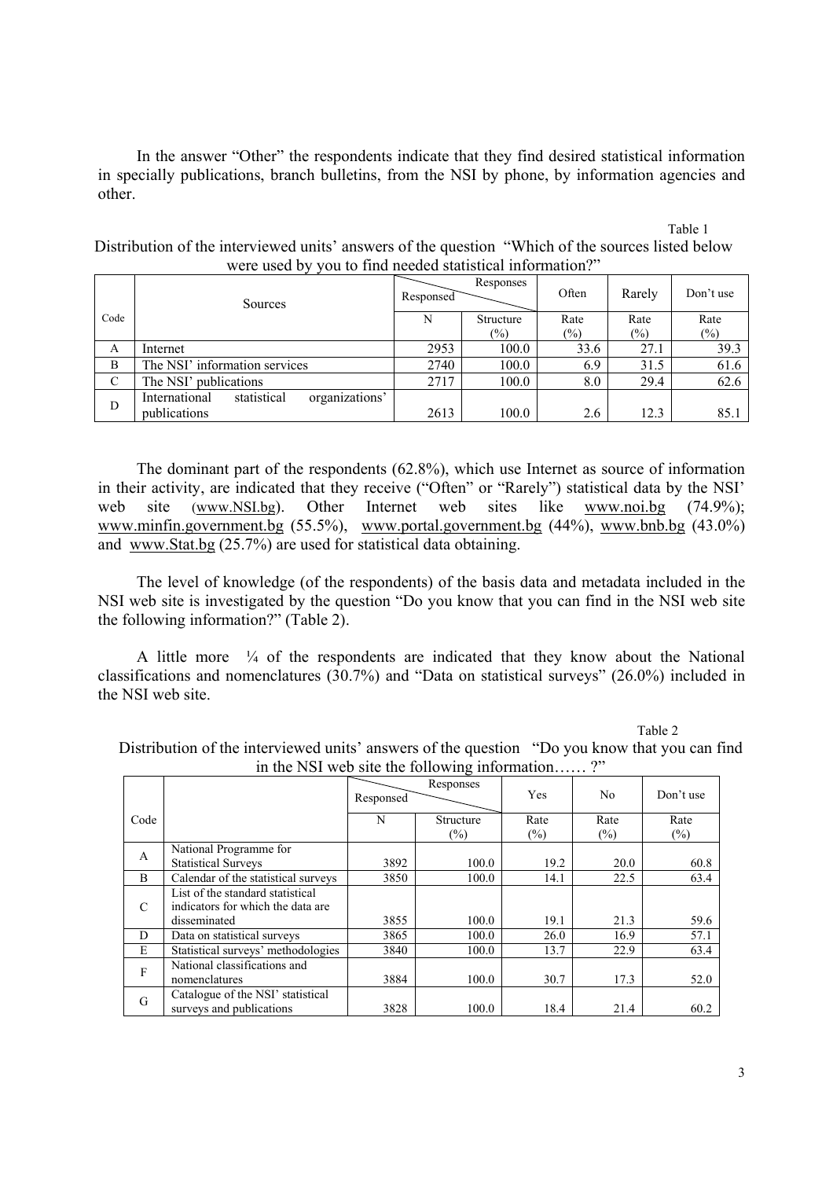In the answer "Other" the respondents indicate that they find desired statistical information in specially publications, branch bulletins, from the NSI by phone, by information agencies and other.

Table 1

Distribution of the interviewed units' answers of the question "Which of the sources listed below were used by you to find needed statistical information?"

| Code | Sources | Responded (Responses) | | Often | Rarely | Don't use |
|---|---|---|---|---|---|---|
| | | N | Structure (%) | Rate (%) | Rate (%) | Rate (%) |
| A | Internet | 2953 | 100.0 | 33.6 | 27.1 | 39.3 |
| B | The NSI' information services | 2740 | 100.0 | 6.9 | 31.5 | 61.6 |
| C | The NSI' publications | 2717 | 100.0 | 8.0 | 29.4 | 62.6 |
| D | International statistical organizations' publications | 2613 | 100.0 | 2.6 | 12.3 | 85.1 |

The dominant part of the respondents (62.8%), which use Internet as source of information in their activity, are indicated that they receive ("Often" or "Rarely") statistical data by the NSI' web site (www.NSI.bg). Other Internet web sites like www.noi.bg (74.9%); www.minfin.government.bg (55.5%), www.portal.government.bg (44%), www.bnb.bg (43.0%) and www.Stat.bg (25.7%) are used for statistical data obtaining.

The level of knowledge (of the respondents) of the basis data and metadata included in the NSI web site is investigated by the question "Do you know that you can find in the NSI web site the following information?" (Table 2).

A little more ¼ of the respondents are indicated that they know about the National classifications and nomenclatures (30.7%) and "Data on statistical surveys" (26.0%) included in the NSI web site.

Table 2

Distribution of the interviewed units' answers of the question "Do you know that you can find in the NSI web site the following information…… ?"

| Code | | Responded (Responses) | | Yes | No | Don't use |
|---|---|---|---|---|---|---|
| | | N | Structure (%) | Rate (%) | Rate (%) | Rate (%) |
| A | National Programme for Statistical Surveys | 3892 | 100.0 | 19.2 | 20.0 | 60.8 |
| B | Calendar of the statistical surveys | 3850 | 100.0 | 14.1 | 22.5 | 63.4 |
| C | List of the standard statistical indicators for which the data are disseminated | 3855 | 100.0 | 19.1 | 21.3 | 59.6 |
| D | Data on statistical surveys | 3865 | 100.0 | 26.0 | 16.9 | 57.1 |
| E | Statistical surveys' methodologies | 3840 | 100.0 | 13.7 | 22.9 | 63.4 |
| F | National classifications and nomenclatures | 3884 | 100.0 | 30.7 | 17.3 | 52.0 |
| G | Catalogue of the NSI' statistical surveys and publications | 3828 | 100.0 | 18.4 | 21.4 | 60.2 |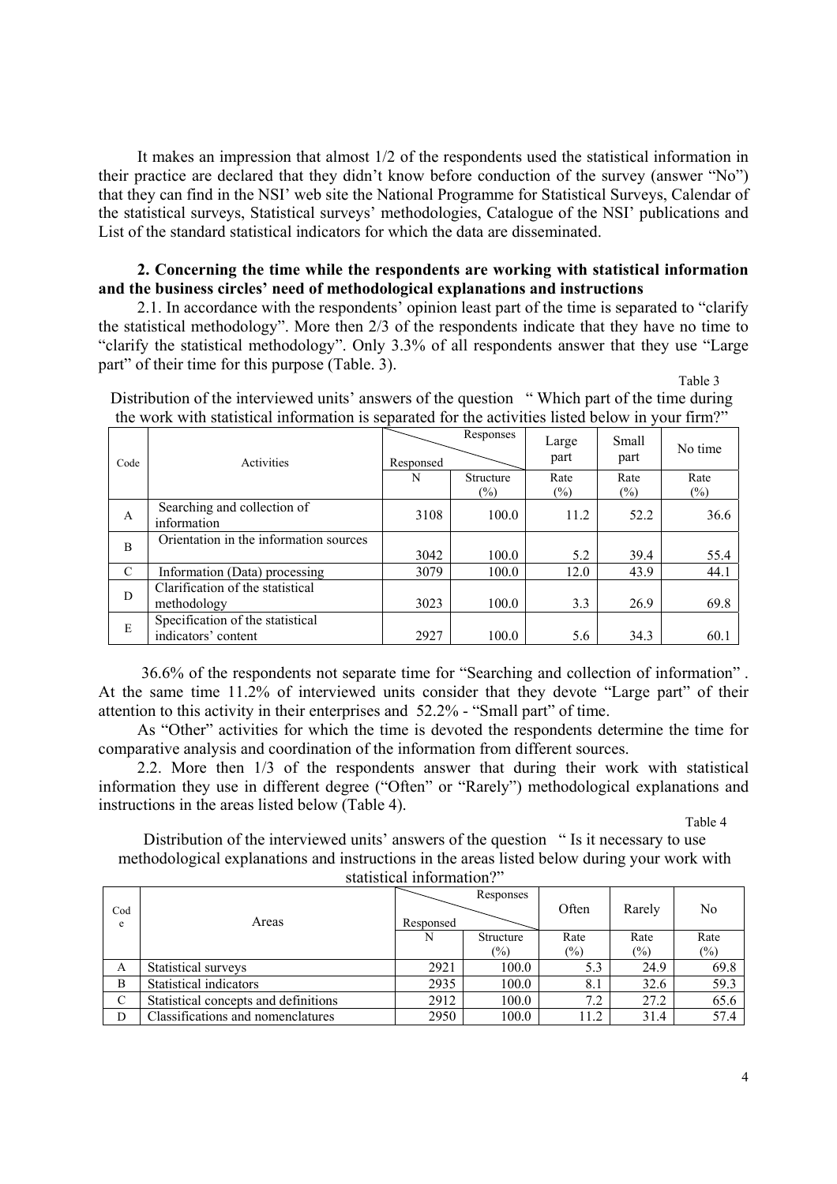It makes an impression that almost 1/2 of the respondents used the statistical information in their practice are declared that they didn't know before conduction of the survey (answer "No") that they can find in the NSI' web site the National Programme for Statistical Surveys, Calendar of the statistical surveys, Statistical surveys' methodologies, Catalogue of the NSI' publications and List of the standard statistical indicators for which the data are disseminated.

**2. Concerning the time while the respondents are working with statistical information and the business circles' need of methodological explanations and instructions**

2.1. In accordance with the respondents' opinion least part of the time is separated to "clarify the statistical methodology". More then 2/3 of the respondents indicate that they have no time to "clarify the statistical methodology". Only 3.3% of all respondents answer that they use "Large part" of their time for this purpose (Table. 3).

Table 3

Distribution of the interviewed units' answers of the question " Which part of the time during the work with statistical information is separated for the activities listed below in your firm?"

| Code | Activities | Responded (Responses) | | Large part | Small part | No time |
|---|---|---|---|---|---|---|
| | | N | Structure (%) | Rate (%) | Rate (%) | Rate (%) |
| A | Searching and collection of information | 3108 | 100.0 | 11.2 | 52.2 | 36.6 |
| B | Orientation in the information sources | 3042 | 100.0 | 5.2 | 39.4 | 55.4 |
| C | Information (Data) processing | 3079 | 100.0 | 12.0 | 43.9 | 44.1 |
| D | Clarification of the statistical methodology | 3023 | 100.0 | 3.3 | 26.9 | 69.8 |
| E | Specification of the statistical indicators' content | 2927 | 100.0 | 5.6 | 34.3 | 60.1 |

36.6% of the respondents not separate time for "Searching and collection of information" . At the same time 11.2% of interviewed units consider that they devote "Large part" of their attention to this activity in their enterprises and 52.2% - "Small part" of time.

As "Other" activities for which the time is devoted the respondents determine the time for comparative analysis and coordination of the information from different sources.

2.2. More then 1/3 of the respondents answer that during their work with statistical information they use in different degree ("Often" or "Rarely") methodological explanations and instructions in the areas listed below (Table 4).

Table 4

Distribution of the interviewed units' answers of the question " Is it necessary to use methodological explanations and instructions in the areas listed below during your work with statistical information?"

| Code | Areas | Responded (Responses) | | Often | Rarely | No |
|---|---|---|---|---|---|---|
| | | N | Structure (%) | Rate (%) | Rate (%) | Rate (%) |
| A | Statistical surveys | 2921 | 100.0 | 5.3 | 24.9 | 69.8 |
| B | Statistical indicators | 2935 | 100.0 | 8.1 | 32.6 | 59.3 |
| C | Statistical concepts and definitions | 2912 | 100.0 | 7.2 | 27.2 | 65.6 |
| D | Classifications and nomenclatures | 2950 | 100.0 | 11.2 | 31.4 | 57.4 |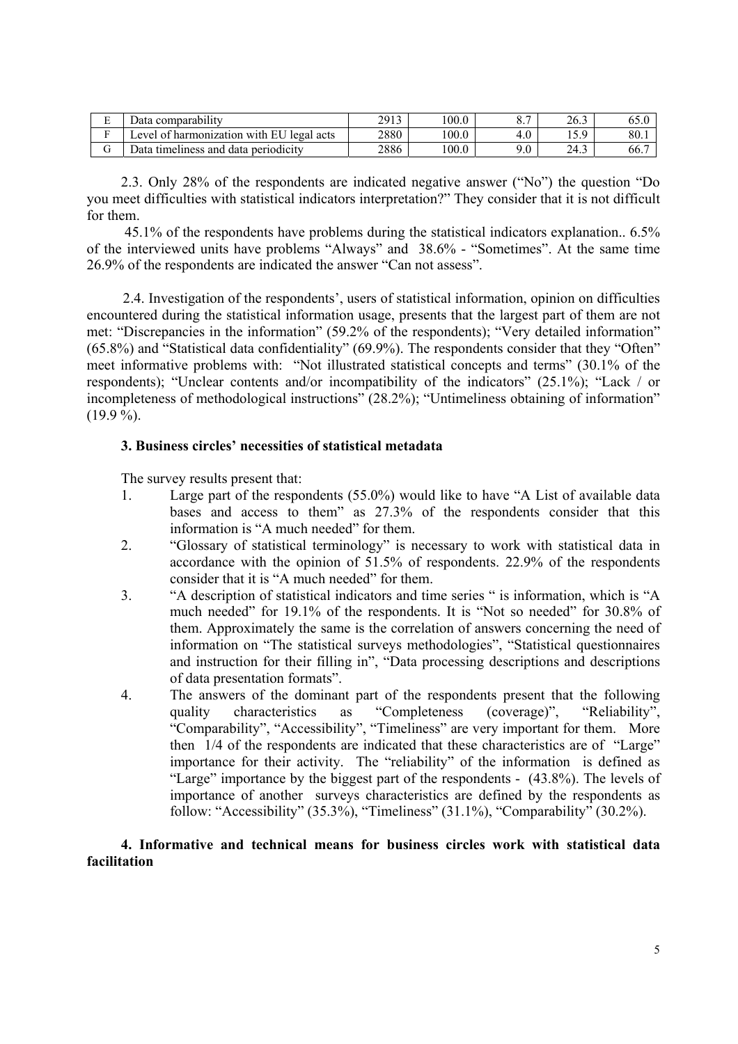| E | Data comparability | 2913 | 100.0 | 8.7 | 26.3 | 65.0 |
|---|---|---|---|---|---|---|
| F | Level of harmonization with EU legal acts | 2880 | 100.0 | 4.0 | 15.9 | 80.1 |
| G | Data timeliness and data periodicity | 2886 | 100.0 | 9.0 | 24.3 | 66.7 |

2.3. Only 28% of the respondents are indicated negative answer ("No") the question "Do you meet difficulties with statistical indicators interpretation?" They consider that it is not difficult for them.

45.1% of the respondents have problems during the statistical indicators explanation.. 6.5% of the interviewed units have problems "Always" and 38.6% - "Sometimes". At the same time 26.9% of the respondents are indicated the answer "Can not assess".

2.4. Investigation of the respondents', users of statistical information, opinion on difficulties encountered during the statistical information usage, presents that the largest part of them are not met: "Discrepancies in the information" (59.2% of the respondents); "Very detailed information" (65.8%) and "Statistical data confidentiality" (69.9%). The respondents consider that they "Often" meet informative problems with: "Not illustrated statistical concepts and terms" (30.1% of the respondents); "Unclear contents and/or incompatibility of the indicators" (25.1%); "Lack / or incompleteness of methodological instructions" (28.2%); "Untimeliness obtaining of information" (19.9 %).

### 3. Business circles' necessities of statistical metadata

The survey results present that:

1. Large part of the respondents (55.0%) would like to have "A List of available data bases and access to them" as 27.3% of the respondents consider that this information is "A much needed" for them.
2. "Glossary of statistical terminology" is necessary to work with statistical data in accordance with the opinion of 51.5% of respondents. 22.9% of the respondents consider that it is "A much needed" for them.
3. "A description of statistical indicators and time series " is information, which is "A much needed" for 19.1% of the respondents. It is "Not so needed" for 30.8% of them. Approximately the same is the correlation of answers concerning the need of information on "The statistical surveys methodologies", "Statistical questionnaires and instruction for their filling in", "Data processing descriptions and descriptions of data presentation formats".
4. The answers of the dominant part of the respondents present that the following quality characteristics as "Completeness (coverage)", "Reliability", "Comparability", "Accessibility", "Timeliness" are very important for them. More then 1/4 of the respondents are indicated that these characteristics are of "Large" importance for their activity. The "reliability" of the information is defined as "Large" importance by the biggest part of the respondents - (43.8%). The levels of importance of another surveys characteristics are defined by the respondents as follow: "Accessibility" (35.3%), "Timeliness" (31.1%), "Comparability" (30.2%).

### 4. Informative and technical means for business circles work with statistical data facilitation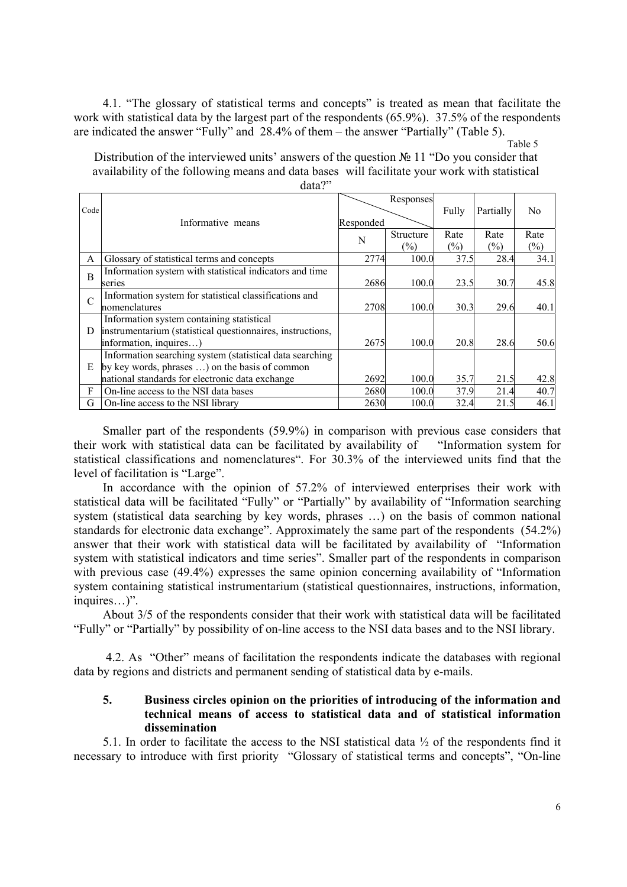4.1. “The glossary of statistical terms and concepts” is treated as mean that facilitate the work with statistical data by the largest part of the respondents (65.9%). 37.5% of the respondents are indicated the answer “Fully” and 28.4% of them – the answer “Partially” (Table 5).

Table 5

Distribution of the interviewed units’ answers of the question № 11 “Do you consider that availability of the following means and data bases will facilitate your work with statistical data?”

| Code | Informative means | Responded / Responses | | Fully | Partially | No |
|---|---|---|---|---|---|---|
| | | N | Structure (%) | Rate (%) | Rate (%) | Rate (%) |
| A | Glossary of statistical terms and concepts | 2774 | 100.0 | 37.5 | 28.4 | 34.1 |
| B | Information system with statistical indicators and time series | 2686 | 100.0 | 23.5 | 30.7 | 45.8 |
| C | Information system for statistical classifications and nomenclatures | 2708 | 100.0 | 30.3 | 29.6 | 40.1 |
| D | Information system containing statistical instrumentarium (statistical questionnaires, instructions, information, inquires…) | 2675 | 100.0 | 20.8 | 28.6 | 50.6 |
| E | Information searching system (statistical data searching by key words, phrases …) on the basis of common national standards for electronic data exchange | 2692 | 100.0 | 35.7 | 21.5 | 42.8 |
| F | On-line access to the NSI data bases | 2680 | 100.0 | 37.9 | 21.4 | 40.7 |
| G | On-line access to the NSI library | 2630 | 100.0 | 32.4 | 21.5 | 46.1 |

Smaller part of the respondents (59.9%) in comparison with previous case considers that their work with statistical data can be facilitated by availability of “Information system for statistical classifications and nomenclatures“. For 30.3% of the interviewed units find that the level of facilitation is “Large”.

In accordance with the opinion of 57.2% of interviewed enterprises their work with statistical data will be facilitated “Fully” or “Partially” by availability of “Information searching system (statistical data searching by key words, phrases …) on the basis of common national standards for electronic data exchange”. Approximately the same part of the respondents (54.2%) answer that their work with statistical data will be facilitated by availability of “Information system with statistical indicators and time series”. Smaller part of the respondents in comparison with previous case (49.4%) expresses the same opinion concerning availability of “Information system containing statistical instrumentarium (statistical questionnaires, instructions, information, inquires…)”.

About 3/5 of the respondents consider that their work with statistical data will be facilitated “Fully” or “Partially” by possibility of on-line access to the NSI data bases and to the NSI library.

4.2. As “Other” means of facilitation the respondents indicate the databases with regional data by regions and districts and permanent sending of statistical data by e-mails.

## 5. Business circles opinion on the priorities of introducing of the information and technical means of access to statistical data and of statistical information dissemination

5.1. In order to facilitate the access to the NSI statistical data ½ of the respondents find it necessary to introduce with first priority “Glossary of statistical terms and concepts”, “On-line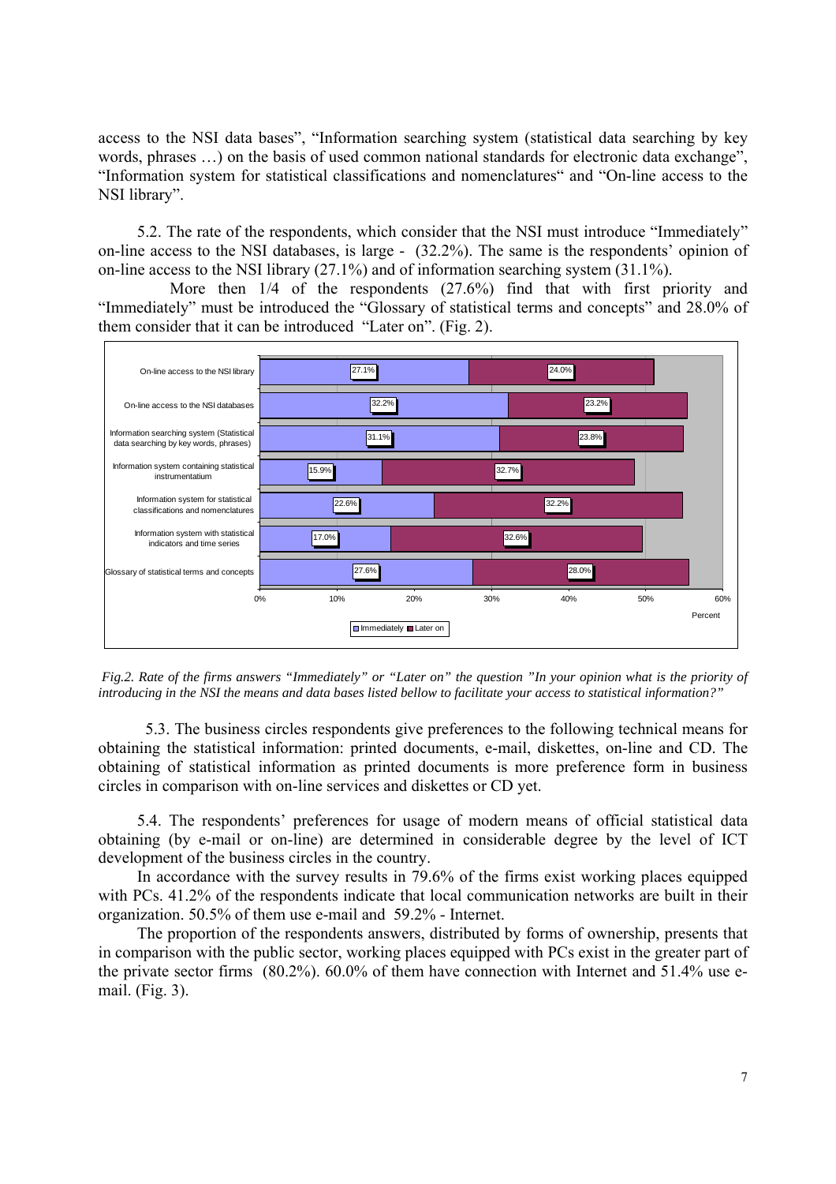access to the NSI data bases", "Information searching system (statistical data searching by key words, phrases …) on the basis of used common national standards for electronic data exchange", "Information system for statistical classifications and nomenclatures" and "On-line access to the NSI library".

5.2. The rate of the respondents, which consider that the NSI must introduce "Immediately" on-line access to the NSI databases, is large - (32.2%). The same is the respondents' opinion of on-line access to the NSI library (27.1%) and of information searching system (31.1%).

More then 1/4 of the respondents (27.6%) find that with first priority and "Immediately" must be introduced the "Glossary of statistical terms and concepts" and 28.0% of them consider that it can be introduced "Later on". (Fig. 2).

| | Immediately | Later on |
|---|---|---|
| On-line access to the NSI library | 27.1% | 24.0% |
| On-line access to the NSI databases | 32.2% | 23.2% |
| Information searching system (Statistical data searching by key words, phrases) | 31.1% | 23.8% |
| Information system containing statistical instrumentatium | 15.9% | 32.7% |
| Information system for statistical classifications and nomenclatures | 22.6% | 32.2% |
| Information system with statistical indicators and time series | 17.0% | 32.6% |
| Glossary of statistical terms and concepts | 27.6% | 28.0% |

*Fig.2. Rate of the firms answers "Immediately" or "Later on" the question "In your opinion what is the priority of introducing in the NSI the means and data bases listed bellow to facilitate your access to statistical information?"*

5.3. The business circles respondents give preferences to the following technical means for obtaining the statistical information: printed documents, e-mail, diskettes, on-line and CD. The obtaining of statistical information as printed documents is more preference form in business circles in comparison with on-line services and diskettes or CD yet.

5.4. The respondents' preferences for usage of modern means of official statistical data obtaining (by e-mail or on-line) are determined in considerable degree by the level of ICT development of the business circles in the country.

In accordance with the survey results in 79.6% of the firms exist working places equipped with PCs. 41.2% of the respondents indicate that local communication networks are built in their organization. 50.5% of them use e-mail and 59.2% - Internet.

The proportion of the respondents answers, distributed by forms of ownership, presents that in comparison with the public sector, working places equipped with PCs exist in the greater part of the private sector firms (80.2%). 60.0% of them have connection with Internet and 51.4% use e-mail. (Fig. 3).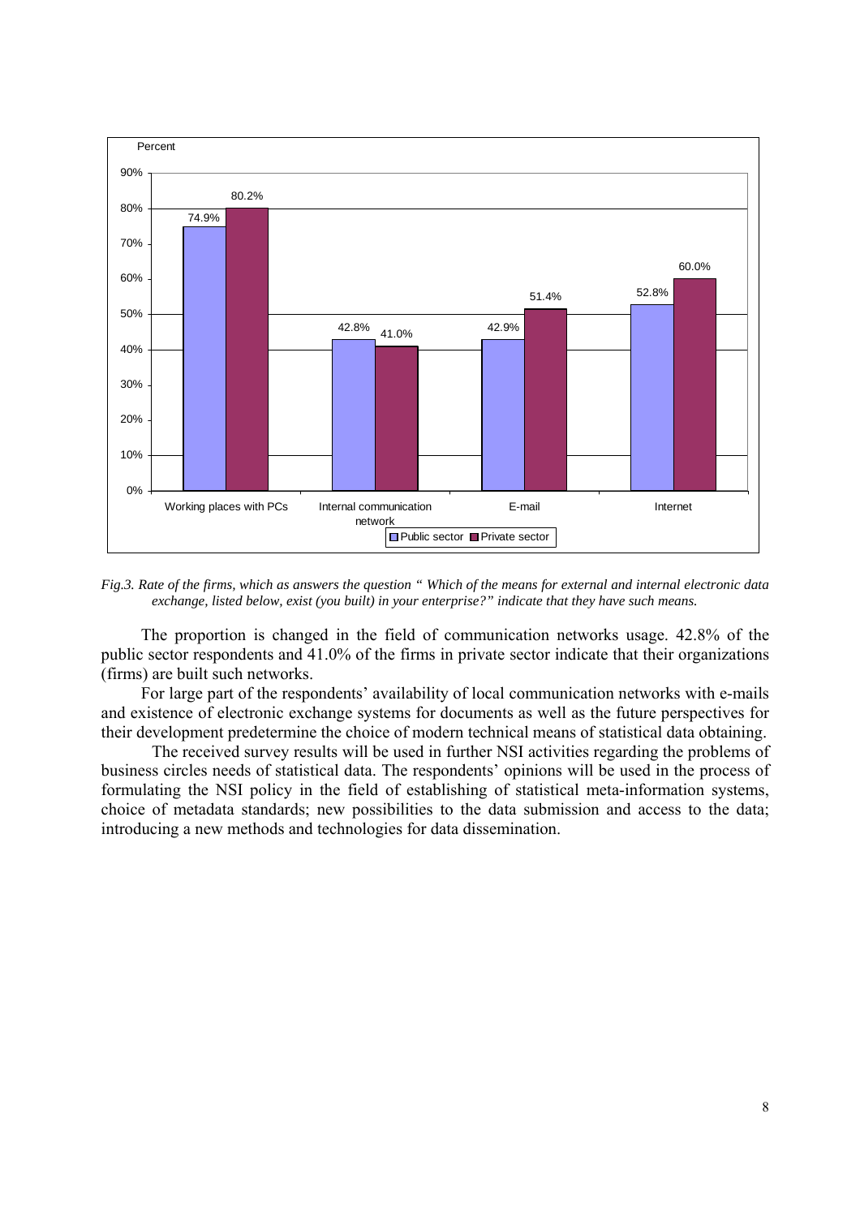Percent

90%
80%
70%
60%
50%
40%
30%
20%
10%
0%

74.9%
80.2%
42.8%
41.0%
42.9%
51.4%
52.8%
60.0%

Working places with PCs
Internal communication network
E-mail
Internet

Public sector
Private sector

*Fig.3. Rate of the firms, which as answers the question " Which of the means for external and internal electronic data exchange, listed below, exist (you built) in your enterprise?" indicate that they have such means.*

The proportion is changed in the field of communication networks usage. 42.8% of the public sector respondents and 41.0% of the firms in private sector indicate that their organizations (firms) are built such networks.

For large part of the respondents' availability of local communication networks with e-mails and existence of electronic exchange systems for documents as well as the future perspectives for their development predetermine the choice of modern technical means of statistical data obtaining.

The received survey results will be used in further NSI activities regarding the problems of business circles needs of statistical data. The respondents' opinions will be used in the process of formulating the NSI policy in the field of establishing of statistical meta-information systems, choice of metadata standards; new possibilities to the data submission and access to the data; introducing a new methods and technologies for data dissemination.